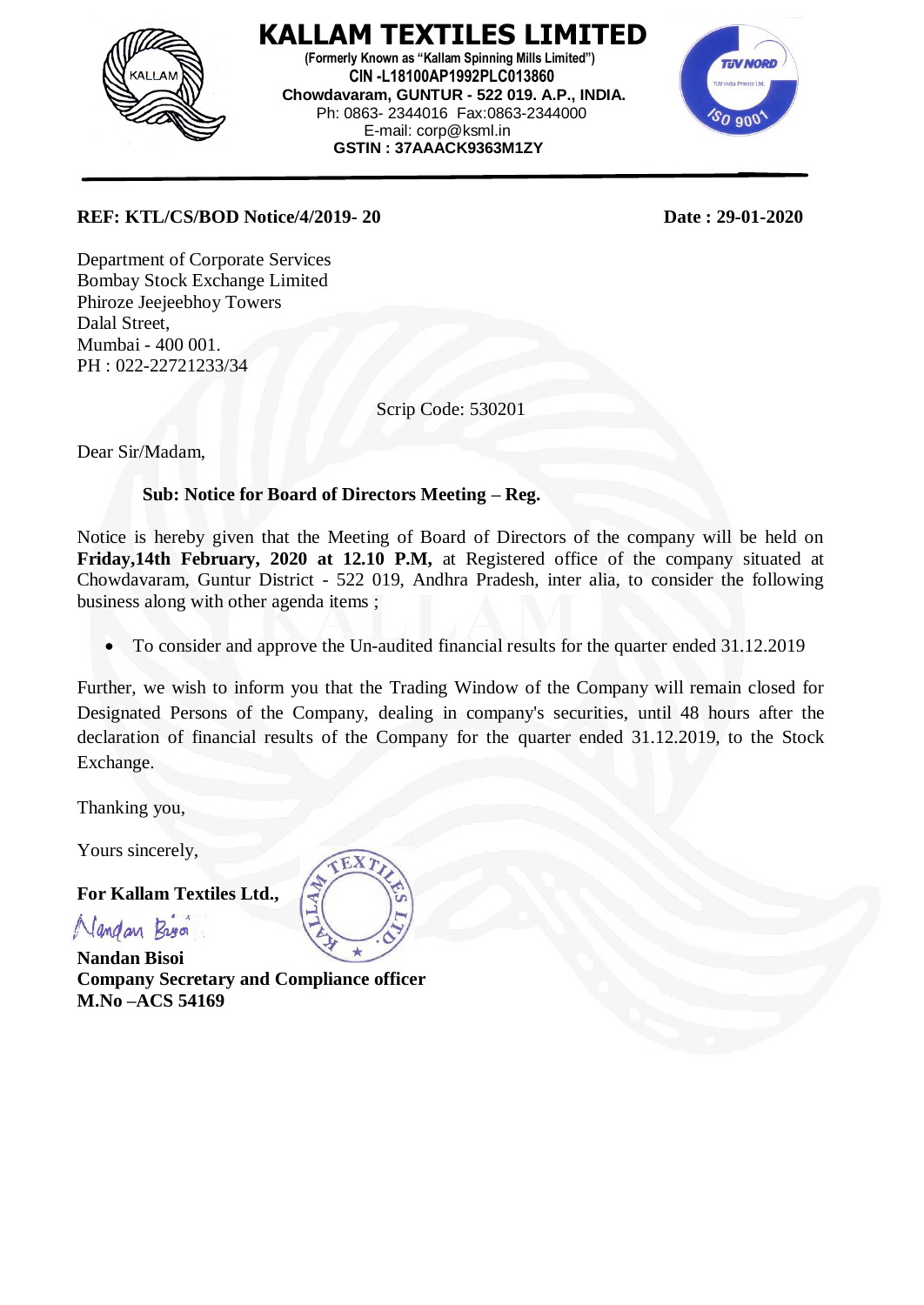# KALLAM TEXTILES LIMITED

**(Formerly Known as "Kallam Spinning Mills Limited")**
**CIN -L18100AP1992PLC013860**
**Chowdavaram, GUNTUR - 522 019. A.P., INDIA.**
Ph: 0863- 2344016 Fax:0863-2344000
E-mail: corp@ksml.in
**GSTIN : 37AAACK9363M1ZY**

---

**REF: KTL/CS/BOD Notice/4/2019- 20** **Date : 29-01-2020**

Department of Corporate Services
Bombay Stock Exchange Limited
Phiroze Jeejeebhoy Towers
Dalal Street,
Mumbai - 400 001.
PH : 022-22721233/34

Scrip Code: 530201

Dear Sir/Madam,

**Sub: Notice for Board of Directors Meeting – Reg.**

Notice is hereby given that the Meeting of Board of Directors of the company will be held on **Friday,14th February, 2020 at 12.10 P.M,** at Registered office of the company situated at Chowdavaram, Guntur District - 522 019, Andhra Pradesh, inter alia, to consider the following business along with other agenda items ;

- To consider and approve the Un-audited financial results for the quarter ended 31.12.2019

Further, we wish to inform you that the Trading Window of the Company will remain closed for Designated Persons of the Company, dealing in company's securities, until 48 hours after the declaration of financial results of the Company for the quarter ended 31.12.2019, to the Stock Exchange.

Thanking you,

Yours sincerely,

**For Kallam Textiles Ltd.,**

Nandan Bisoi

**Nandan Bisoi**
**Company Secretary and Compliance officer**
**M.No –ACS 54169**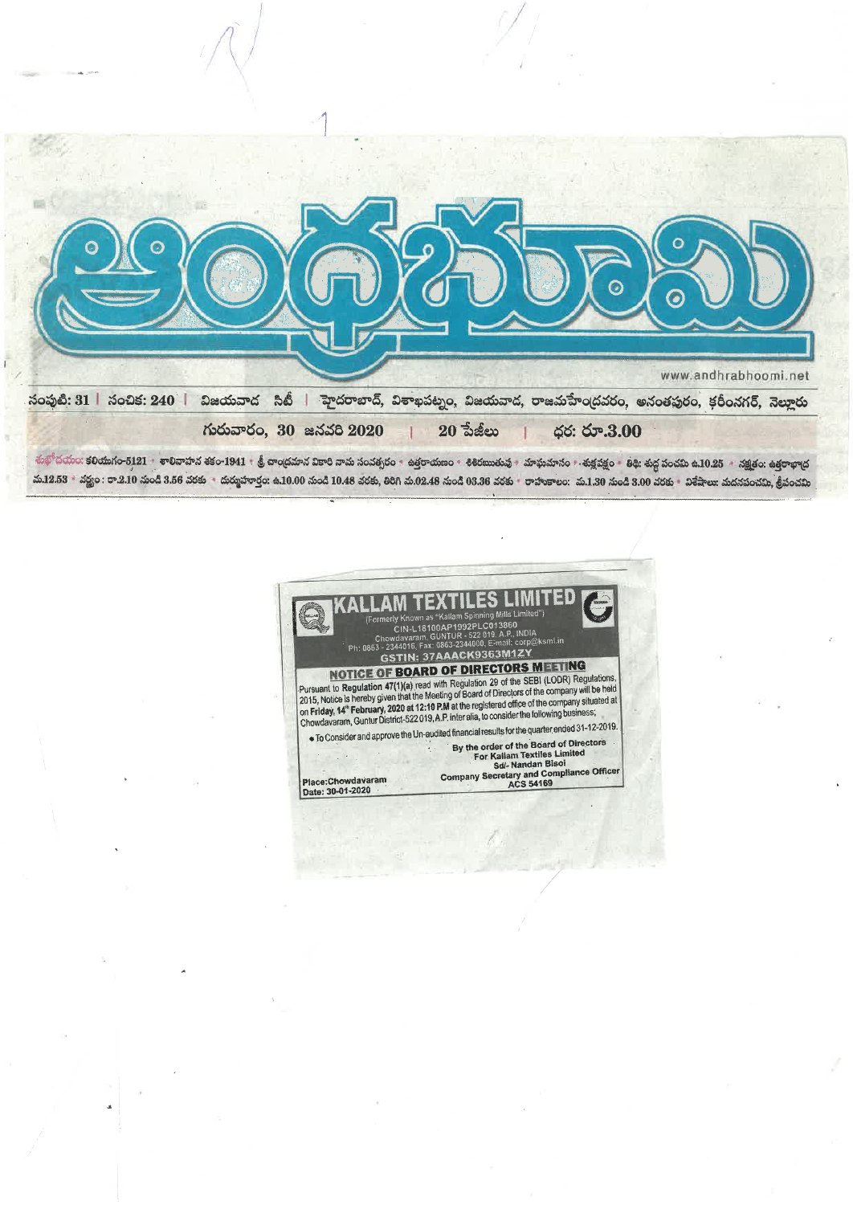# ఆంధ్రభూమి

www.andhrabhoomi.net

సంపుటి: 31 | సంచిక: 240 | విజయవాడ సిటీ | హైదరాబాద్, విశాఖపట్నం, విజయవాడ, రాజమహేంద్రవరం, అనంతపురం, కరీంనగర్, నెల్లూరు

గురువారం, 30 జనవరి 2020 | 20 పేజీలు | ధర: రూ.3.00

శుభోదయం: కలియుగం-5121 • శాలివాహన శకం-1941 • శ్రీ చాంద్రమాన వికారి నామ సంవత్సరం • ఉత్తరాయణం • శిశిరఋతువు • మాఘమాసం • శుక్లపక్షం • తిథి: శుద్ధ పంచమి ఉ.10.25 • నక్షత్రం: ఉత్తరాభాద్ర మ.12.53 • వర్జ్యం: రా.2.10 నుండి 3.56 వరకు • దుర్ముహూర్తం: ఉ.10.00 నుండి 10.48 వరకు, తిరిగి మ.02.48 నుండి 03.36 వరకు • రాహుకాలం: మ.1.30 నుండి 3.00 వరకు • విశేషాలు: మదనపంచమి, శ్రీపంచమి

## KALLAM TEXTILES LIMITED

(Formerly Known as "Kallam Spinning Mills Limited")
CIN-L18100AP1992PLC013860
Chowdavaram, GUNTUR - 522 019. A.P., INDIA
Ph: 0863 - 2344016, Fax: 0863-2344000, E-mail: corp@ksml.in
**GSTIN: 37AAACK9363M1ZY**

### NOTICE OF BOARD OF DIRECTORS MEETING

Pursuant to **Regulation 47(1)(a)** read with Regulation 29 of the SEBI (LODR) Regulations, 2015, Notice is hereby given that the Meeting of Board of Directors of the company will be held on **Friday, 14th February, 2020 at 12:10 P.M** at the registered office of the company situated at Chowdavaram, Guntur District-522 019, A.P. inter alia, to consider the following business;

- To Consider and approve the Un-audited financial results for the quarter ended 31-12-2019.

By the order of the Board of Directors
For Kallam Textiles Limited
Sd/- Nandan Bisoi
Company Secretary and Compliance Officer
ACS 54169

Place: Chowdavaram
Date: 30-01-2020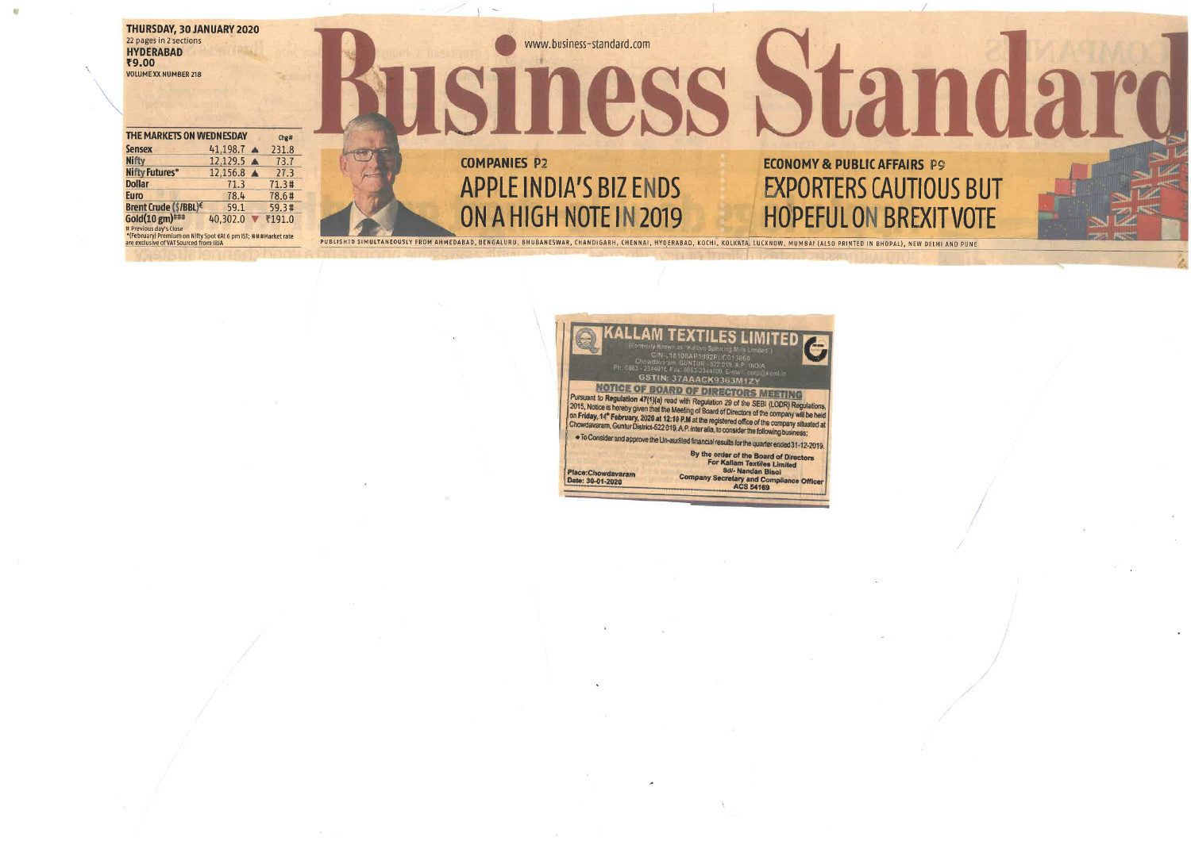THURSDAY, 30 JANUARY 2020
22 pages in 2 sections
HYDERABAD
₹9.00
VOLUME XX NUMBER 218

# Business Standard

www.business-standard.com

| THE MARKETS ON WEDNESDAY | | Chg# |
|---|---|---|
| Sensex | 41,198.7 ▲ | 231.8 |
| Nifty | 12,129.5 ▲ | 73.7 |
| Nifty Futures* | 12,156.8 ▲ | 27.3 |
| Dollar | 71.3 | 71.3# |
| Euro | 78.4 | 78.6# |
| Brent Crude ($/BBL)€ | 59.1 | 59.3# |
| Gold(10 gm)### | 40,302.0 ▼ | ₹191.0 |

# Previous day's Close
*(February) Premium on Nifty Spot €At 6 pm IST; ###Market rate are exclusive of VAT Sourced from IBJA

COMPANIES P2
APPLE INDIA'S BIZ ENDS ON A HIGH NOTE IN 2019

ECONOMY & PUBLIC AFFAIRS P9
EXPORTERS CAUTIOUS BUT HOPEFUL ON BREXIT VOTE

PUBLISHED SIMULTANEOUSLY FROM AHMEDABAD, BENGALURU, BHUBANESWAR, CHANDIGARH, CHENNAI, HYDERABAD, KOCHI, KOLKATA, LUCKNOW, MUMBAI (ALSO PRINTED IN BHOPAL), NEW DELHI AND PUNE

## KALLAM TEXTILES LIMITED

(Formerly Known as "Kallam Spinning Mills Limited")
CIN:-L18100AP1992PLC013860
Chowdavaram, GUNTUR - 522 019, A.P. INDIA
Ph: 0863 - 2344016 Fax: 0863-2344000, Email: corp@ksml.in
GSTIN: 37AAACK9363M1ZY

### NOTICE OF BOARD OF DIRECTORS MEETING

Pursuant to Regulation 47(1)(a) read with Regulation 29 of the SEBI (LODR) Regulations, 2015, Notice is hereby given that the Meeting of Board of Directors of the company will be held on Friday, 14th February, 2020 at 12:15 P.M at the registered office of the company situated at Chowdavaram, Guntur District-522 019, A.P. inter alia, to consider the following business;

- To Consider and approve the Un-audited financial results for the quarter ended 31-12-2019.

By the order of the Board of Directors
For Kallam Textiles Limited
Sd/- Nandan Bisoi
Company Secretary and Compliance Officer
ACS 54169

Place: Chowdavaram
Date: 30-01-2020